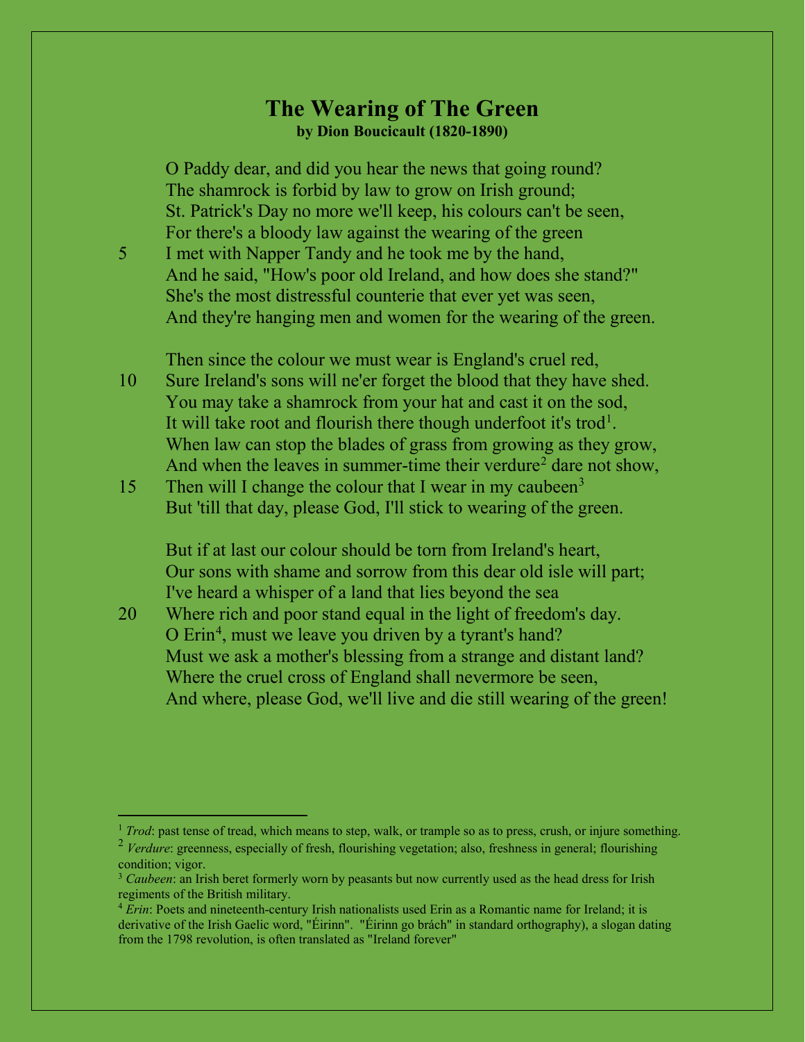# The Wearing of The Green

**by Dion Boucicault (1820-1890)**

O Paddy dear, and did you hear the news that going round?
The shamrock is forbid by law to grow on Irish ground;
St. Patrick's Day no more we'll keep, his colours can't be seen,
For there's a bloody law against the wearing of the green
5 I met with Napper Tandy and he took me by the hand,
And he said, "How's poor old Ireland, and how does she stand?"
She's the most distressful counterie that ever yet was seen,
And they're hanging men and women for the wearing of the green.

Then since the colour we must wear is England's cruel red,
10 Sure Ireland's sons will ne'er forget the blood that they have shed.
You may take a shamrock from your hat and cast it on the sod,
It will take root and flourish there though underfoot it's trod[1].
When law can stop the blades of grass from growing as they grow,
And when the leaves in summer-time their verdure[2] dare not show,
15 Then will I change the colour that I wear in my caubeen[3]
But 'till that day, please God, I'll stick to wearing of the green.

But if at last our colour should be torn from Ireland's heart,
Our sons with shame and sorrow from this dear old isle will part;
I've heard a whisper of a land that lies beyond the sea
20 Where rich and poor stand equal in the light of freedom's day.
O Erin[4], must we leave you driven by a tyrant's hand?
Must we ask a mother's blessing from a strange and distant land?
Where the cruel cross of England shall nevermore be seen,
And where, please God, we'll live and die still wearing of the green!

---

[1] *Trod*: past tense of tread, which means to step, walk, or trample so as to press, crush, or injure something.

[2] *Verdure*: greenness, especially of fresh, flourishing vegetation; also, freshness in general; flourishing condition; vigor.

[3] *Caubeen*: an Irish beret formerly worn by peasants but now currently used as the head dress for Irish regiments of the British military.

[4] *Erin*: Poets and nineteenth-century Irish nationalists used Erin as a Romantic name for Ireland; it is derivative of the Irish Gaelic word, "Éirinn". "Éirinn go brách" in standard orthography), a slogan dating from the 1798 revolution, is often translated as "Ireland forever"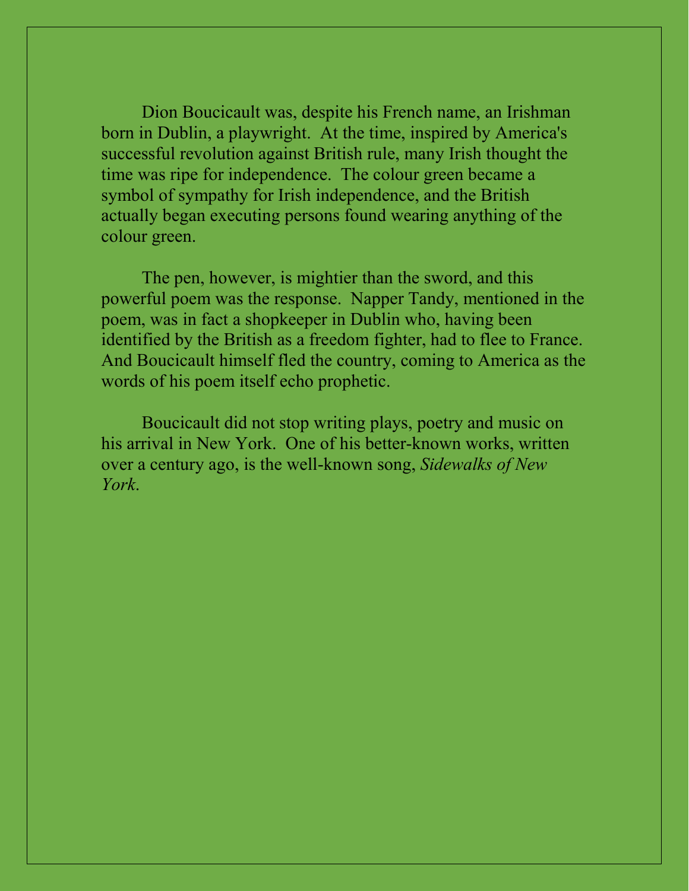Dion Boucicault was, despite his French name, an Irishman born in Dublin, a playwright. At the time, inspired by America's successful revolution against British rule, many Irish thought the time was ripe for independence. The colour green became a symbol of sympathy for Irish independence, and the British actually began executing persons found wearing anything of the colour green.

The pen, however, is mightier than the sword, and this powerful poem was the response. Napper Tandy, mentioned in the poem, was in fact a shopkeeper in Dublin who, having been identified by the British as a freedom fighter, had to flee to France. And Boucicault himself fled the country, coming to America as the words of his poem itself echo prophetic.

Boucicault did not stop writing plays, poetry and music on his arrival in New York. One of his better-known works, written over a century ago, is the well-known song, *Sidewalks of New York*.